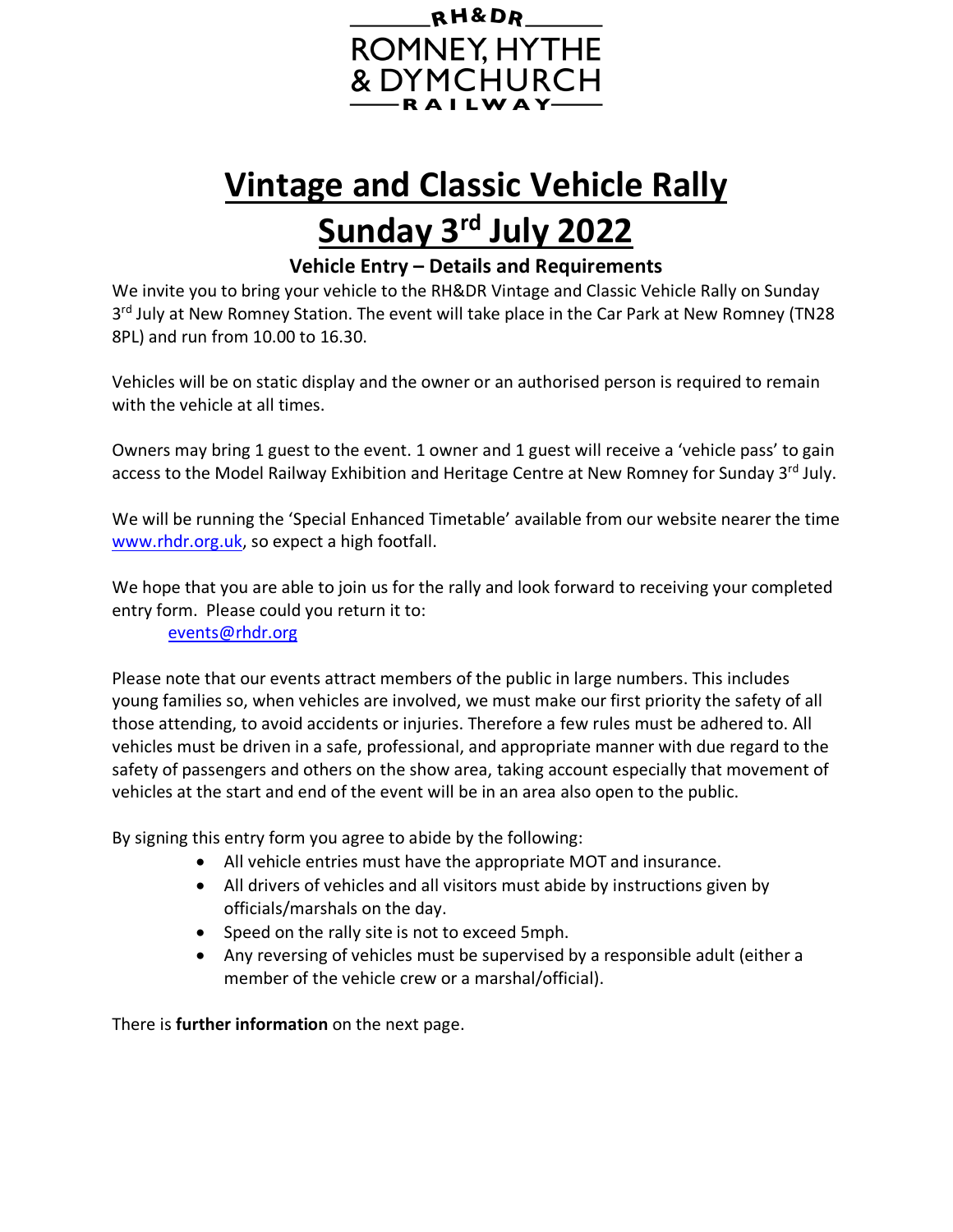RH&DR
ROMNEY, HYTHE
& DYMCHURCH
RAILWAY

# Vintage and Classic Vehicle Rally

# Sunday 3rd July 2022

### Vehicle Entry – Details and Requirements

We invite you to bring your vehicle to the RH&DR Vintage and Classic Vehicle Rally on Sunday 3rd July at New Romney Station. The event will take place in the Car Park at New Romney (TN28 8PL) and run from 10.00 to 16.30.

Vehicles will be on static display and the owner or an authorised person is required to remain with the vehicle at all times.

Owners may bring 1 guest to the event. 1 owner and 1 guest will receive a 'vehicle pass' to gain access to the Model Railway Exhibition and Heritage Centre at New Romney for Sunday 3rd July.

We will be running the 'Special Enhanced Timetable' available from our website nearer the time www.rhdr.org.uk, so expect a high footfall.

We hope that you are able to join us for the rally and look forward to receiving your completed entry form. Please could you return it to:

events@rhdr.org

Please note that our events attract members of the public in large numbers. This includes young families so, when vehicles are involved, we must make our first priority the safety of all those attending, to avoid accidents or injuries. Therefore a few rules must be adhered to. All vehicles must be driven in a safe, professional, and appropriate manner with due regard to the safety of passengers and others on the show area, taking account especially that movement of vehicles at the start and end of the event will be in an area also open to the public.

By signing this entry form you agree to abide by the following:

- All vehicle entries must have the appropriate MOT and insurance.
- All drivers of vehicles and all visitors must abide by instructions given by officials/marshals on the day.
- Speed on the rally site is not to exceed 5mph.
- Any reversing of vehicles must be supervised by a responsible adult (either a member of the vehicle crew or a marshal/official).

There is **further information** on the next page.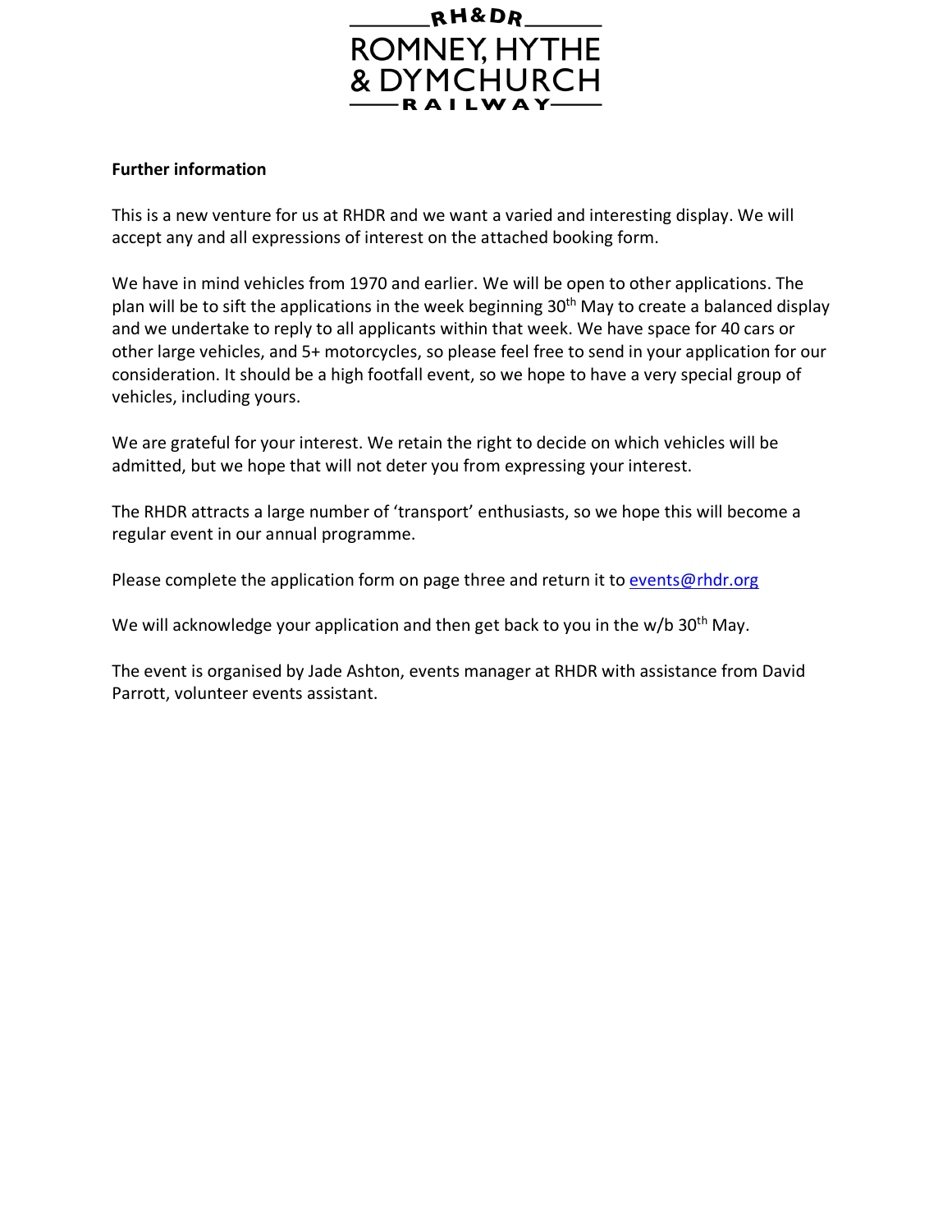**Further information**

This is a new venture for us at RHDR and we want a varied and interesting display. We will accept any and all expressions of interest on the attached booking form.

We have in mind vehicles from 1970 and earlier. We will be open to other applications. The plan will be to sift the applications in the week beginning 30th May to create a balanced display and we undertake to reply to all applicants within that week. We have space for 40 cars or other large vehicles, and 5+ motorcycles, so please feel free to send in your application for our consideration. It should be a high footfall event, so we hope to have a very special group of vehicles, including yours.

We are grateful for your interest. We retain the right to decide on which vehicles will be admitted, but we hope that will not deter you from expressing your interest.

The RHDR attracts a large number of 'transport' enthusiasts, so we hope this will become a regular event in our annual programme.

Please complete the application form on page three and return it to [events@rhdr.org](mailto:events@rhdr.org)

We will acknowledge your application and then get back to you in the w/b 30th May.

The event is organised by Jade Ashton, events manager at RHDR with assistance from David Parrott, volunteer events assistant.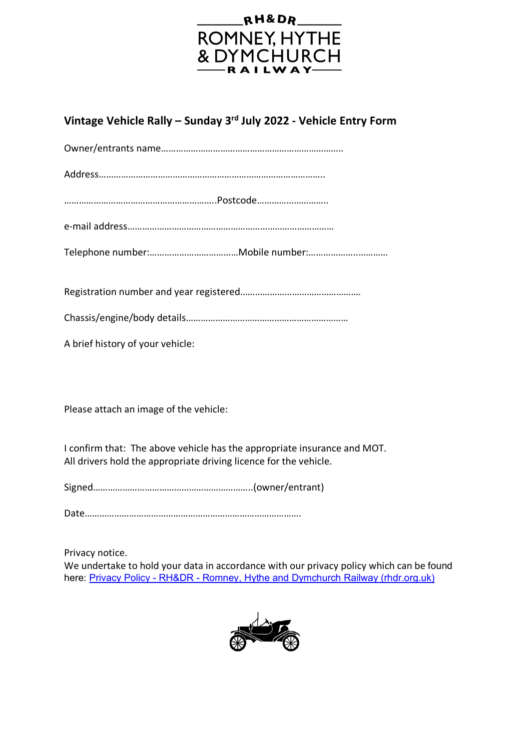RH&DR
ROMNEY, HYTHE
& DYMCHURCH
RAILWAY

## Vintage Vehicle Rally – Sunday 3rd July 2022 - Vehicle Entry Form

Owner/entrants name……………………………………………………………….

Address……………………………………………………………………………….

…………………………………………………..Postcode………………………..

e-mail address…………………………………………………………………………

Telephone number:………………………………Mobile number:…………………..…………

Registration number and year registered…………………………………………

Chassis/engine/body details…………………………………………………………

A brief history of your vehicle:

Please attach an image of the vehicle:

I confirm that: The above vehicle has the appropriate insurance and MOT.
All drivers hold the appropriate driving licence for the vehicle.

Signed………………………………………………………..(owner/entrant)

Date…………………………………………………………………………….

Privacy notice.
We undertake to hold your data in accordance with our privacy policy which can be found here: [Privacy Policy - RH&DR - Romney, Hythe and Dymchurch Railway (rhdr.org.uk)](https://rhdr.org.uk)